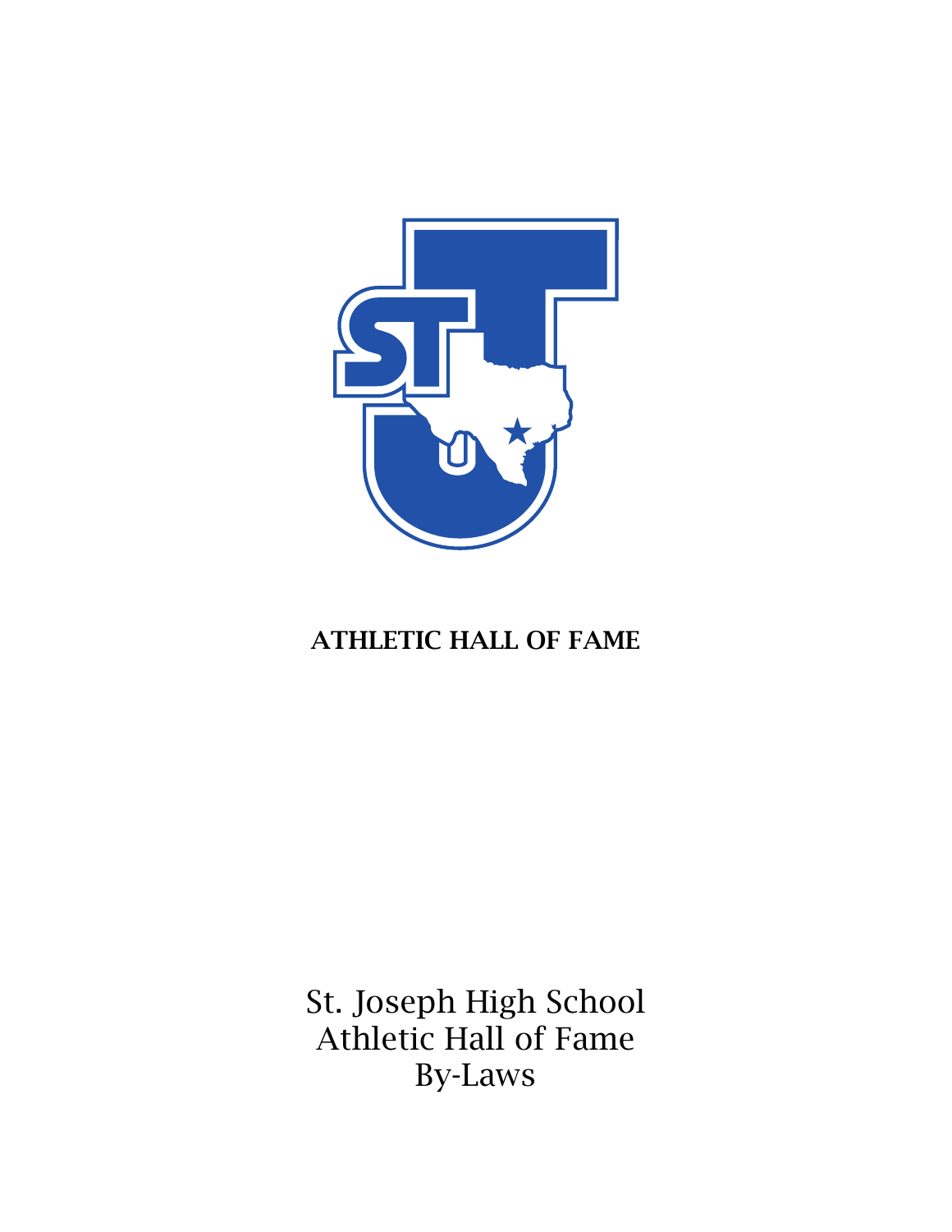**ATHLETIC HALL OF FAME**

St. Joseph High School
Athletic Hall of Fame
By-Laws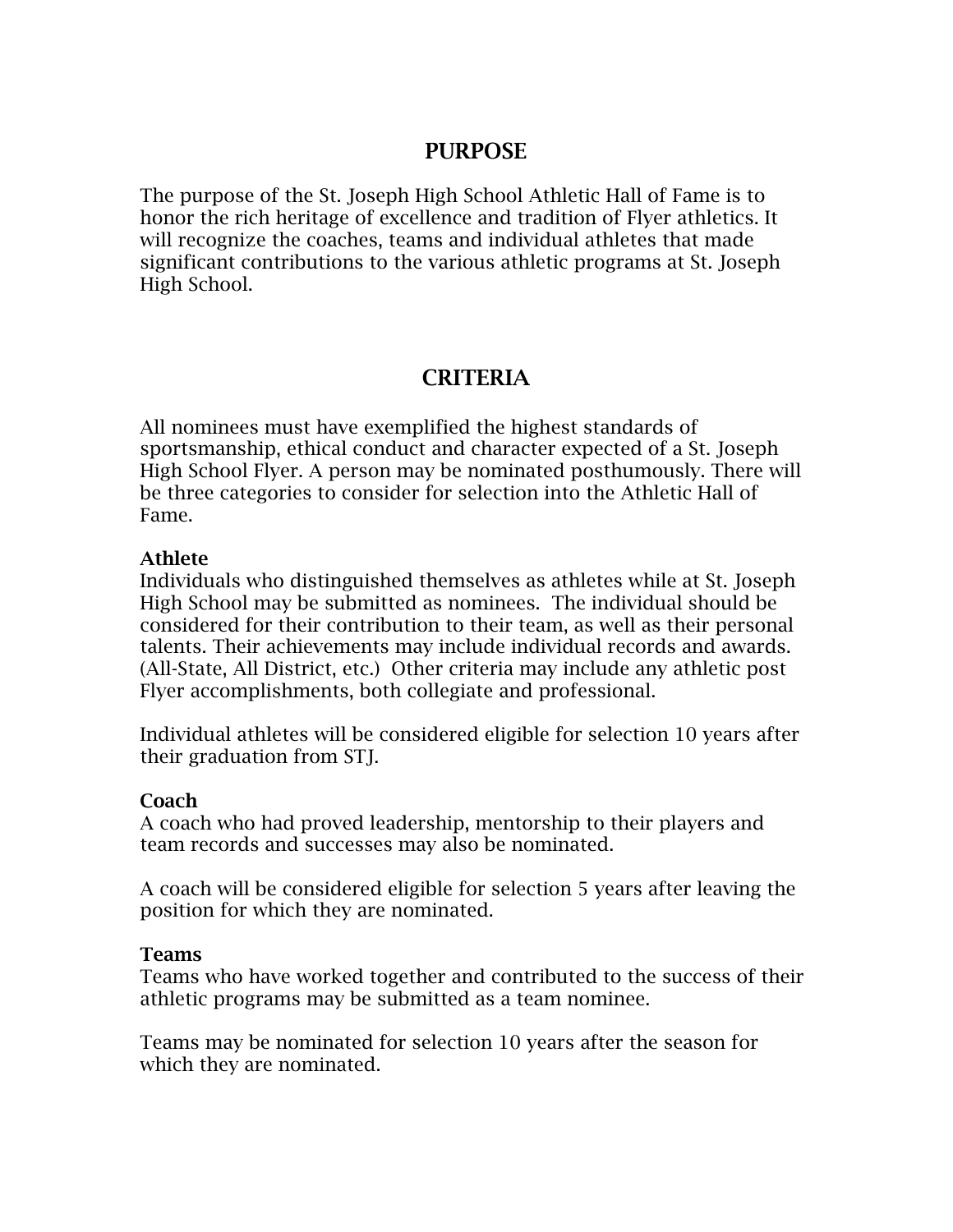## PURPOSE

The purpose of the St. Joseph High School Athletic Hall of Fame is to honor the rich heritage of excellence and tradition of Flyer athletics. It will recognize the coaches, teams and individual athletes that made significant contributions to the various athletic programs at St. Joseph High School.

## CRITERIA

All nominees must have exemplified the highest standards of sportsmanship, ethical conduct and character expected of a St. Joseph High School Flyer. A person may be nominated posthumously. There will be three categories to consider for selection into the Athletic Hall of Fame.

**Athlete**
Individuals who distinguished themselves as athletes while at St. Joseph High School may be submitted as nominees. The individual should be considered for their contribution to their team, as well as their personal talents. Their achievements may include individual records and awards. (All-State, All District, etc.) Other criteria may include any athletic post Flyer accomplishments, both collegiate and professional.

Individual athletes will be considered eligible for selection 10 years after their graduation from STJ.

**Coach**
A coach who had proved leadership, mentorship to their players and team records and successes may also be nominated.

A coach will be considered eligible for selection 5 years after leaving the position for which they are nominated.

**Teams**
Teams who have worked together and contributed to the success of their athletic programs may be submitted as a team nominee.

Teams may be nominated for selection 10 years after the season for which they are nominated.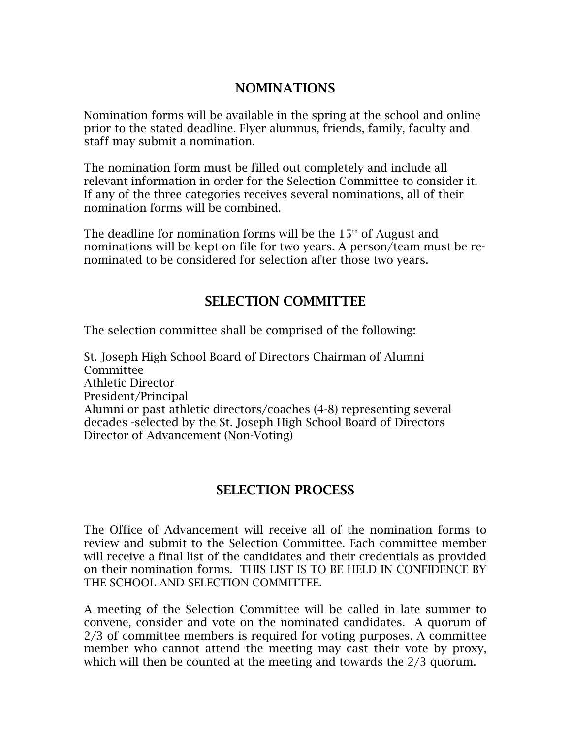## NOMINATIONS

Nomination forms will be available in the spring at the school and online prior to the stated deadline. Flyer alumnus, friends, family, faculty and staff may submit a nomination.

The nomination form must be filled out completely and include all relevant information in order for the Selection Committee to consider it. If any of the three categories receives several nominations, all of their nomination forms will be combined.

The deadline for nomination forms will be the 15th of August and nominations will be kept on file for two years. A person/team must be re-nominated to be considered for selection after those two years.

## SELECTION COMMITTEE

The selection committee shall be comprised of the following:

St. Joseph High School Board of Directors Chairman of Alumni Committee
Athletic Director
President/Principal
Alumni or past athletic directors/coaches (4-8) representing several decades -selected by the St. Joseph High School Board of Directors
Director of Advancement (Non-Voting)

## SELECTION PROCESS

The Office of Advancement will receive all of the nomination forms to review and submit to the Selection Committee. Each committee member will receive a final list of the candidates and their credentials as provided on their nomination forms. THIS LIST IS TO BE HELD IN CONFIDENCE BY THE SCHOOL AND SELECTION COMMITTEE.

A meeting of the Selection Committee will be called in late summer to convene, consider and vote on the nominated candidates. A quorum of 2/3 of committee members is required for voting purposes. A committee member who cannot attend the meeting may cast their vote by proxy, which will then be counted at the meeting and towards the 2/3 quorum.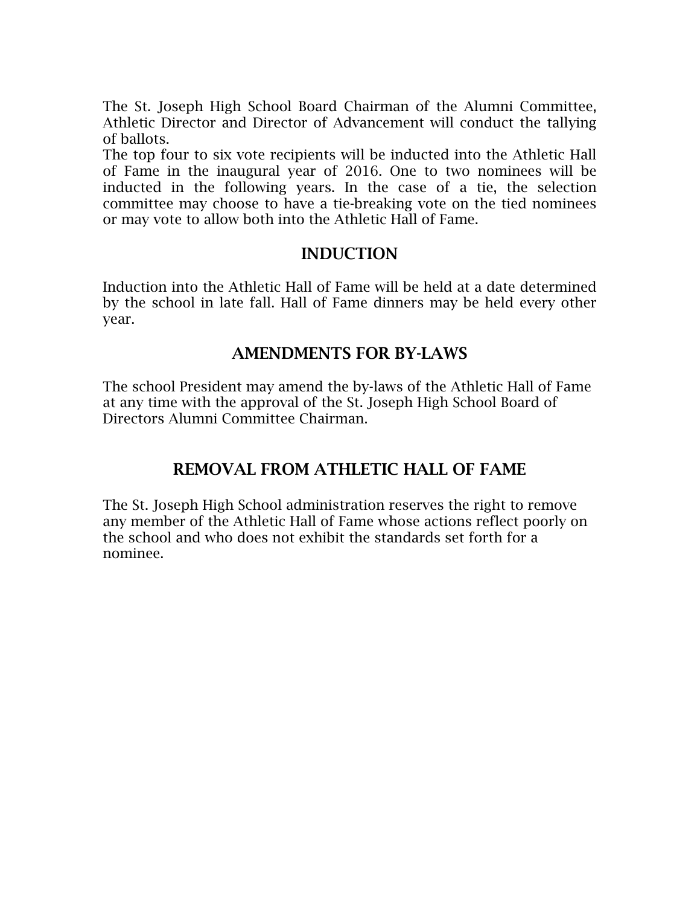The St. Joseph High School Board Chairman of the Alumni Committee, Athletic Director and Director of Advancement will conduct the tallying of ballots.

The top four to six vote recipients will be inducted into the Athletic Hall of Fame in the inaugural year of 2016. One to two nominees will be inducted in the following years. In the case of a tie, the selection committee may choose to have a tie-breaking vote on the tied nominees or may vote to allow both into the Athletic Hall of Fame.

## INDUCTION

Induction into the Athletic Hall of Fame will be held at a date determined by the school in late fall. Hall of Fame dinners may be held every other year.

## AMENDMENTS FOR BY-LAWS

The school President may amend the by-laws of the Athletic Hall of Fame at any time with the approval of the St. Joseph High School Board of Directors Alumni Committee Chairman.

## REMOVAL FROM ATHLETIC HALL OF FAME

The St. Joseph High School administration reserves the right to remove any member of the Athletic Hall of Fame whose actions reflect poorly on the school and who does not exhibit the standards set forth for a nominee.